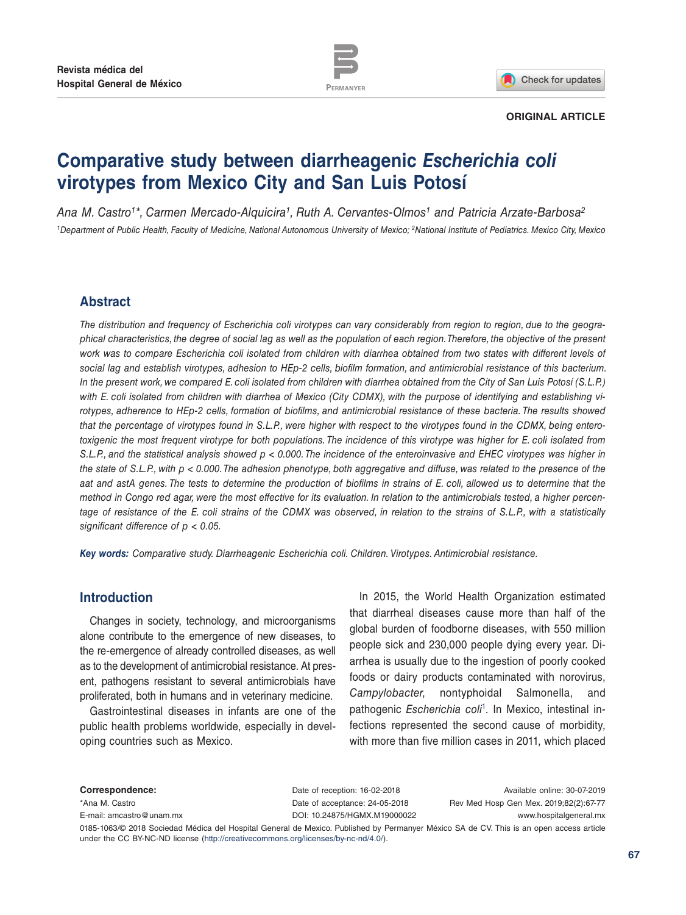ORIGINAL ARTICLE

# Comparative study between diarrheagenic *Escherichia coli* virotypes from Mexico City and San Luis Potosí

*Ana M. Castro[1]\*, Carmen Mercado-Alquicira[1], Ruth A. Cervantes-Olmos[1] and Patricia Arzate-Barbosa[2]*

[1]Department of Public Health, Faculty of Medicine, National Autonomous University of Mexico; [2]National Institute of Pediatrics. Mexico City, Mexico

## Abstract

*The distribution and frequency of Escherichia coli virotypes can vary considerably from region to region, due to the geographical characteristics, the degree of social lag as well as the population of each region. Therefore, the objective of the present work was to compare Escherichia coli isolated from children with diarrhea obtained from two states with different levels of social lag and establish virotypes, adhesion to HEp-2 cells, biofilm formation, and antimicrobial resistance of this bacterium. In the present work, we compared E. coli isolated from children with diarrhea obtained from the City of San Luis Potosí (S.L.P.) with E. coli isolated from children with diarrhea of Mexico (City CDMX), with the purpose of identifying and establishing virotypes, adherence to HEp-2 cells, formation of biofilms, and antimicrobial resistance of these bacteria. The results showed that the percentage of virotypes found in S.L.P., were higher with respect to the virotypes found in the CDMX, being enterotoxigenic the most frequent virotype for both populations. The incidence of this virotype was higher for E. coli isolated from S.L.P., and the statistical analysis showed $p < 0.000$. The incidence of the enteroinvasive and EHEC virotypes was higher in the state of S.L.P., with $p < 0.000$. The adhesion phenotype, both aggregative and diffuse, was related to the presence of the aat and astA genes. The tests to determine the production of biofilms in strains of E. coli, allowed us to determine that the method in Congo red agar, were the most effective for its evaluation. In relation to the antimicrobials tested, a higher percentage of resistance of the E. coli strains of the CDMX was observed, in relation to the strains of S.L.P., with a statistically significant difference of $p < 0.05$.*

***Key words:*** *Comparative study. Diarrheagenic Escherichia coli. Children. Virotypes. Antimicrobial resistance.*

## Introduction

Changes in society, technology, and microorganisms alone contribute to the emergence of new diseases, to the re-emergence of already controlled diseases, as well as to the development of antimicrobial resistance. At present, pathogens resistant to several antimicrobials have proliferated, both in humans and in veterinary medicine.

Gastrointestinal diseases in infants are one of the public health problems worldwide, especially in developing countries such as Mexico.

In 2015, the World Health Organization estimated that diarrheal diseases cause more than half of the global burden of foodborne diseases, with 550 million people sick and 230,000 people dying every year. Diarrhea is usually due to the ingestion of poorly cooked foods or dairy products contaminated with norovirus, *Campylobacter*, nontyphoidal Salmonella, and pathogenic *Escherichia coli*[1]. In Mexico, intestinal infections represented the second cause of morbidity, with more than five million cases in 2011, which placed

**Correspondence:**
\*Ana M. Castro
E-mail: amcastro@unam.mx

Date of reception: 16-02-2018
Date of acceptance: 24-05-2018
DOI: 10.24875/HGMX.M19000022

Available online: 30-07-2019
Rev Med Hosp Gen Mex. 2019;82(2):67-77
www.hospitalgeneral.mx

0185-1063/© 2018 Sociedad Médica del Hospital General de Mexico. Published by Permanyer México SA de CV. This is an open access article under the CC BY-NC-ND license (http://creativecommons.org/licenses/by-nc-nd/4.0/).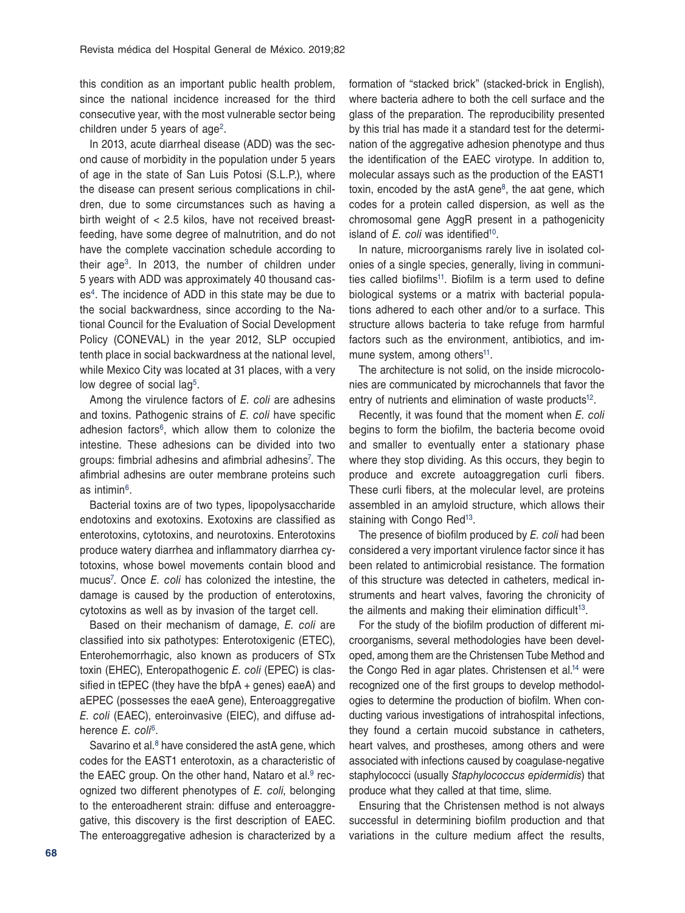this condition as an important public health problem, since the national incidence increased for the third consecutive year, with the most vulnerable sector being children under 5 years of age[2].

In 2013, acute diarrheal disease (ADD) was the second cause of morbidity in the population under 5 years of age in the state of San Luis Potosi (S.L.P.), where the disease can present serious complications in children, due to some circumstances such as having a birth weight of < 2.5 kilos, have not received breastfeeding, have some degree of malnutrition, and do not have the complete vaccination schedule according to their age[3]. In 2013, the number of children under 5 years with ADD was approximately 40 thousand cases[4]. The incidence of ADD in this state may be due to the social backwardness, since according to the National Council for the Evaluation of Social Development Policy (CONEVAL) in the year 2012, SLP occupied tenth place in social backwardness at the national level, while Mexico City was located at 31 places, with a very low degree of social lag[5].

Among the virulence factors of *E. coli* are adhesins and toxins. Pathogenic strains of *E. coli* have specific adhesion factors[6], which allow them to colonize the intestine. These adhesions can be divided into two groups: fimbrial adhesins and afimbrial adhesins[7]. The afimbrial adhesins are outer membrane proteins such as intimin[6].

Bacterial toxins are of two types, lipopolysaccharide endotoxins and exotoxins. Exotoxins are classified as enterotoxins, cytotoxins, and neurotoxins. Enterotoxins produce watery diarrhea and inflammatory diarrhea cytotoxins, whose bowel movements contain blood and mucus[7]. Once *E. coli* has colonized the intestine, the damage is caused by the production of enterotoxins, cytotoxins as well as by invasion of the target cell.

Based on their mechanism of damage, *E. coli* are classified into six pathotypes: Enterotoxigenic (ETEC), Enterohemorrhagic, also known as producers of STx toxin (EHEC), Enteropathogenic *E. coli* (EPEC) is classified in tEPEC (they have the bfpA + genes) eaeA) and aEPEC (possesses the eaeA gene), Enteroaggregative *E. coli* (EAEC), enteroinvasive (EIEC), and diffuse adherence *E. coli*[6].

Savarino et al.[8] have considered the astA gene, which codes for the EAST1 enterotoxin, as a characteristic of the EAEC group. On the other hand, Nataro et al.[9] recognized two different phenotypes of *E. coli*, belonging to the enteroadherent strain: diffuse and enteroaggregative, this discovery is the first description of EAEC. The enteroaggregative adhesion is characterized by a formation of "stacked brick" (stacked-brick in English), where bacteria adhere to both the cell surface and the glass of the preparation. The reproducibility presented by this trial has made it a standard test for the determination of the aggregative adhesion phenotype and thus the identification of the EAEC virotype. In addition to, molecular assays such as the production of the EAST1 toxin, encoded by the astA gene[8], the aat gene, which codes for a protein called dispersion, as well as the chromosomal gene AggR present in a pathogenicity island of *E. coli* was identified[10].

In nature, microorganisms rarely live in isolated colonies of a single species, generally, living in communities called biofilms[11]. Biofilm is a term used to define biological systems or a matrix with bacterial populations adhered to each other and/or to a surface. This structure allows bacteria to take refuge from harmful factors such as the environment, antibiotics, and immune system, among others[11].

The architecture is not solid, on the inside microcolonies are communicated by microchannels that favor the entry of nutrients and elimination of waste products[12].

Recently, it was found that the moment when *E. coli* begins to form the biofilm, the bacteria become ovoid and smaller to eventually enter a stationary phase where they stop dividing. As this occurs, they begin to produce and excrete autoaggregation curli fibers. These curli fibers, at the molecular level, are proteins assembled in an amyloid structure, which allows their staining with Congo Red[13].

The presence of biofilm produced by *E. coli* had been considered a very important virulence factor since it has been related to antimicrobial resistance. The formation of this structure was detected in catheters, medical instruments and heart valves, favoring the chronicity of the ailments and making their elimination difficult[13].

For the study of the biofilm production of different microorganisms, several methodologies have been developed, among them are the Christensen Tube Method and the Congo Red in agar plates. Christensen et al.[14] were recognized one of the first groups to develop methodologies to determine the production of biofilm. When conducting various investigations of intrahospital infections, they found a certain mucoid substance in catheters, heart valves, and prostheses, among others and were associated with infections caused by coagulase-negative staphylococci (usually *Staphylococcus epidermidis*) that produce what they called at that time, slime.

Ensuring that the Christensen method is not always successful in determining biofilm production and that variations in the culture medium affect the results,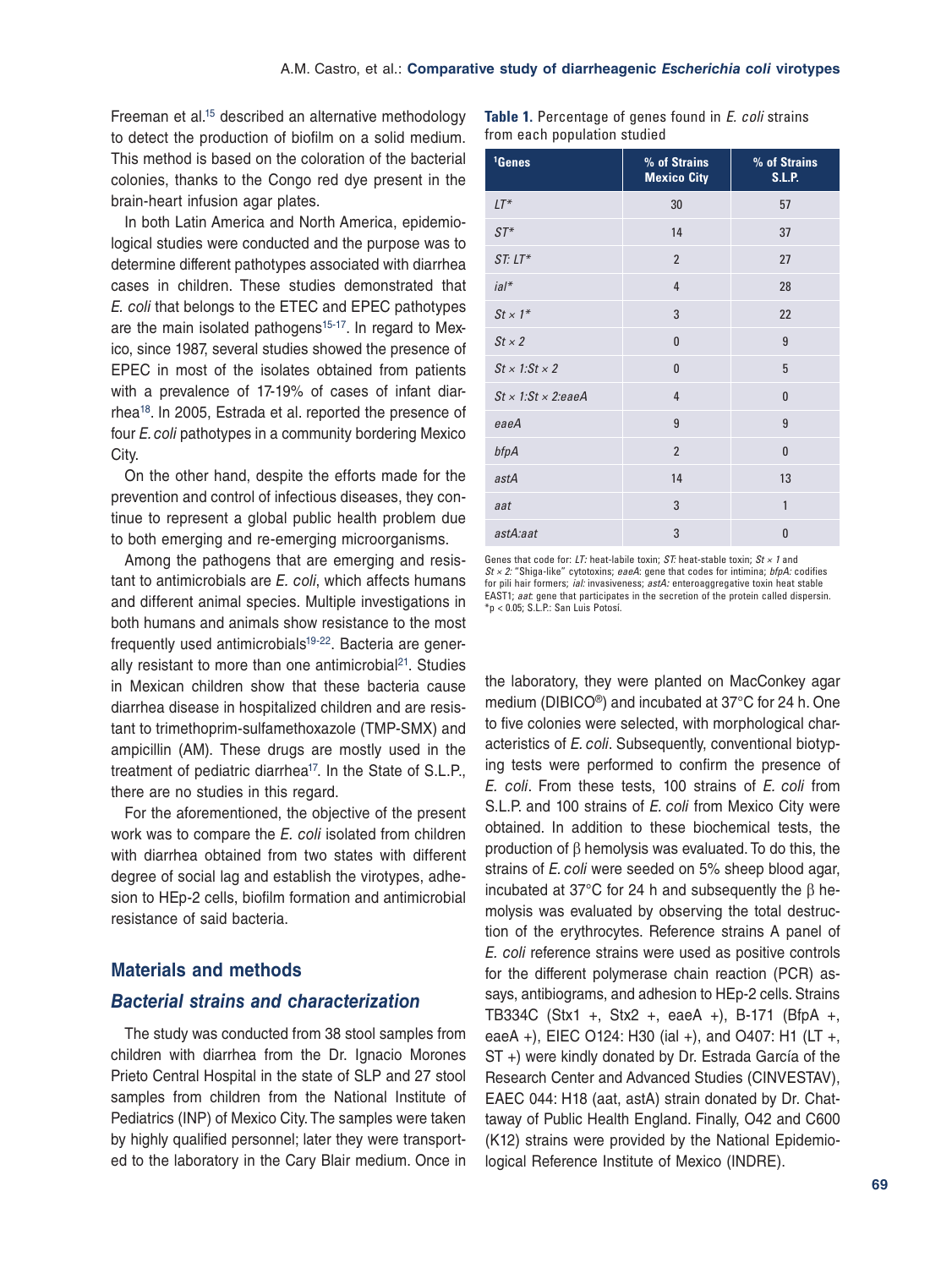Freeman et al.[15] described an alternative methodology to detect the production of biofilm on a solid medium. This method is based on the coloration of the bacterial colonies, thanks to the Congo red dye present in the brain-heart infusion agar plates.

In both Latin America and North America, epidemiological studies were conducted and the purpose was to determine different pathotypes associated with diarrhea cases in children. These studies demonstrated that *E. coli* that belongs to the ETEC and EPEC pathotypes are the main isolated pathogens[15-17]. In regard to Mexico, since 1987, several studies showed the presence of EPEC in most of the isolates obtained from patients with a prevalence of 17-19% of cases of infant diarrhea[18]. In 2005, Estrada et al. reported the presence of four *E. coli* pathotypes in a community bordering Mexico City.

On the other hand, despite the efforts made for the prevention and control of infectious diseases, they continue to represent a global public health problem due to both emerging and re-emerging microorganisms.

Among the pathogens that are emerging and resistant to antimicrobials are *E. coli*, which affects humans and different animal species. Multiple investigations in both humans and animals show resistance to the most frequently used antimicrobials[19-22]. Bacteria are generally resistant to more than one antimicrobial[21]. Studies in Mexican children show that these bacteria cause diarrhea disease in hospitalized children and are resistant to trimethoprim-sulfamethoxazole (TMP-SMX) and ampicillin (AM). These drugs are mostly used in the treatment of pediatric diarrhea[17]. In the State of S.L.P., there are no studies in this regard.

For the aforementioned, the objective of the present work was to compare the *E. coli* isolated from children with diarrhea obtained from two states with different degree of social lag and establish the virotypes, adhesion to HEp-2 cells, biofilm formation and antimicrobial resistance of said bacteria.

## Materials and methods

### Bacterial strains and characterization

The study was conducted from 38 stool samples from children with diarrhea from the Dr. Ignacio Morones Prieto Central Hospital in the state of SLP and 27 stool samples from children from the National Institute of Pediatrics (INP) of Mexico City. The samples were taken by highly qualified personnel; later they were transported to the laboratory in the Cary Blair medium. Once in the laboratory, they were planted on MacConkey agar medium (DIBICO®) and incubated at 37°C for 24 h. One to five colonies were selected, with morphological characteristics of *E. coli*. Subsequently, conventional biotyping tests were performed to confirm the presence of *E. coli*. From these tests, 100 strains of *E. coli* from S.L.P. and 100 strains of *E. coli* from Mexico City were obtained. In addition to these biochemical tests, the production of β hemolysis was evaluated. To do this, the strains of *E. coli* were seeded on 5% sheep blood agar, incubated at 37°C for 24 h and subsequently the β hemolysis was evaluated by observing the total destruction of the erythrocytes. Reference strains A panel of *E. coli* reference strains were used as positive controls for the different polymerase chain reaction (PCR) assays, antibiograms, and adhesion to HEp-2 cells. Strains TB334C (Stx1 +, Stx2 +, eaeA +), B-171 (BfpA +, eaeA +), EIEC O124: H30 (ial +), and O407: H1 (LT +, ST +) were kindly donated by Dr. Estrada García of the Research Center and Advanced Studies (CINVESTAV), EAEC 044: H18 (aat, astA) strain donated by Dr. Chattaway of Public Health England. Finally, O42 and C600 (K12) strains were provided by the National Epidemiological Reference Institute of Mexico (INDRE).

**Table 1.** Percentage of genes found in *E. coli* strains from each population studied

| [1]Genes | % of Strains Mexico City | % of Strains S.L.P. |
|---|---|---|
| *LT** | 30 | 57 |
| *ST** | 14 | 37 |
| *ST: LT** | 2 | 27 |
| *ial** | 4 | 28 |
| *St × 1** | 3 | 22 |
| *St × 2* | 0 | 9 |
| *St × 1:St × 2* | 0 | 5 |
| *St × 1:St × 2:eaeA* | 4 | 0 |
| *eaeA* | 9 | 9 |
| *bfpA* | 2 | 0 |
| *astA* | 14 | 13 |
| *aat* | 3 | 1 |
| *astA:aat* | 3 | 0 |

Genes that code for: *LT:* heat-labile toxin; *ST:* heat-stable toxin; *St × 1* and *St × 2:* "Shiga-like" cytotoxins; *eaeA:* gene that codes for intimina; *bfpA:* codifies for pili hair formers; *ial:* invasiveness; *astA:* enteroaggregative toxin heat stable EAST1; *aat*: gene that participates in the secretion of the protein called dispersin.
*$p < 0.05$; S.L.P.: San Luis Potosí.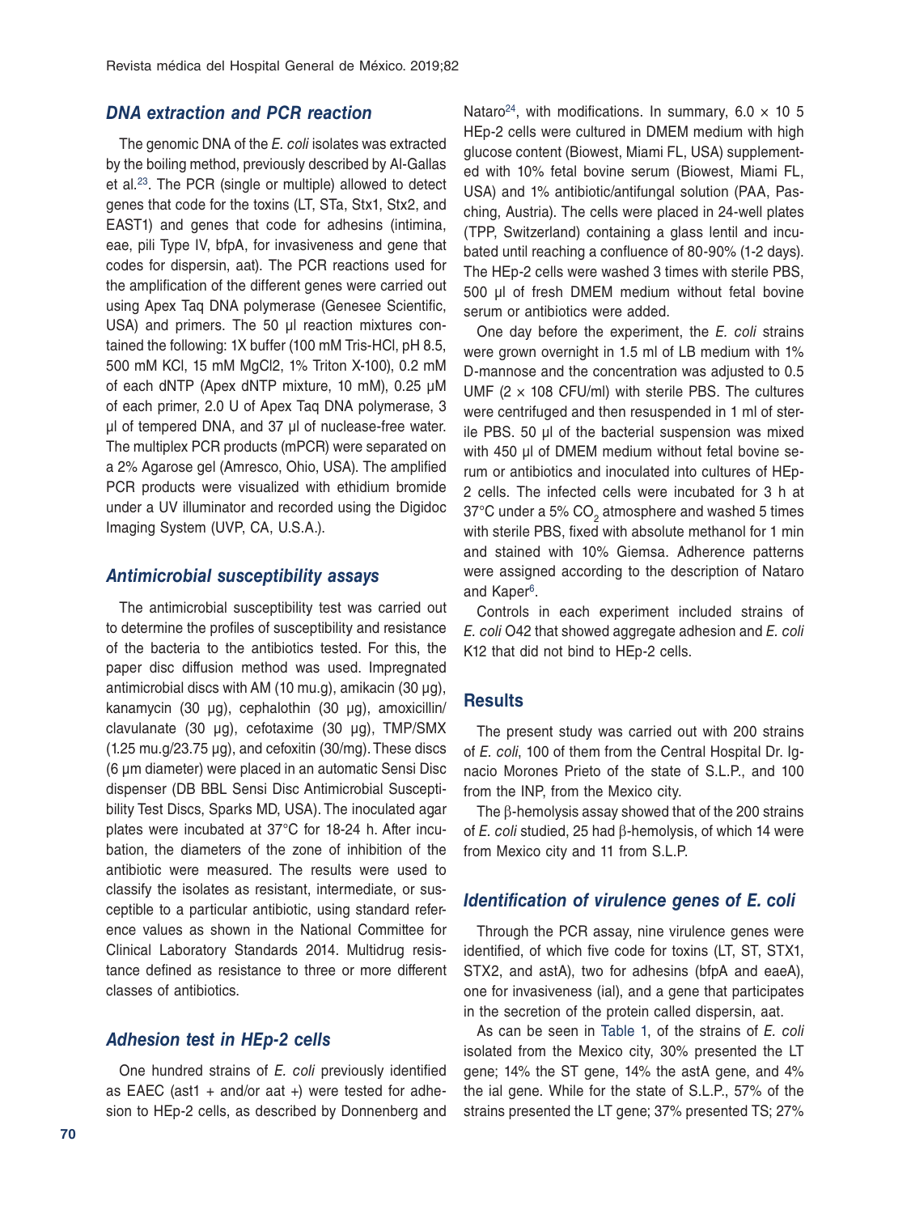### DNA extraction and PCR reaction

The genomic DNA of the *E. coli* isolates was extracted by the boiling method, previously described by Al-Gallas et al.[23]. The PCR (single or multiple) allowed to detect genes that code for the toxins (LT, STa, Stx1, Stx2, and EAST1) and genes that code for adhesins (intimina, eae, pili Type IV, bfpA, for invasiveness and gene that codes for dispersin, aat). The PCR reactions used for the amplification of the different genes were carried out using Apex Taq DNA polymerase (Genesee Scientific, USA) and primers. The 50 µl reaction mixtures contained the following: 1X buffer (100 mM Tris-HCl, pH 8.5, 500 mM KCl, 15 mM MgCl2, 1% Triton X-100), 0.2 mM of each dNTP (Apex dNTP mixture, 10 mM), 0.25 µM of each primer, 2.0 U of Apex Taq DNA polymerase, 3 µl of tempered DNA, and 37 µl of nuclease-free water. The multiplex PCR products (mPCR) were separated on a 2% Agarose gel (Amresco, Ohio, USA). The amplified PCR products were visualized with ethidium bromide under a UV illuminator and recorded using the Digidoc Imaging System (UVP, CA, U.S.A.).

### Antimicrobial susceptibility assays

The antimicrobial susceptibility test was carried out to determine the profiles of susceptibility and resistance of the bacteria to the antibiotics tested. For this, the paper disc diffusion method was used. Impregnated antimicrobial discs with AM (10 mu.g), amikacin (30 µg), kanamycin (30 µg), cephalothin (30 µg), amoxicillin/clavulanate (30 µg), cefotaxime (30 µg), TMP/SMX (1.25 mu.g/23.75 µg), and cefoxitin (30/mg). These discs (6 µm diameter) were placed in an automatic Sensi Disc dispenser (DB BBL Sensi Disc Antimicrobial Susceptibility Test Discs, Sparks MD, USA). The inoculated agar plates were incubated at 37°C for 18-24 h. After incubation, the diameters of the zone of inhibition of the antibiotic were measured. The results were used to classify the isolates as resistant, intermediate, or susceptible to a particular antibiotic, using standard reference values as shown in the National Committee for Clinical Laboratory Standards 2014. Multidrug resistance defined as resistance to three or more different classes of antibiotics.

### Adhesion test in HEp-2 cells

One hundred strains of *E. coli* previously identified as EAEC (ast1 + and/or aat +) were tested for adhesion to HEp-2 cells, as described by Donnenberg and Nataro[24], with modifications. In summary, 6.0 × 10 5 HEp-2 cells were cultured in DMEM medium with high glucose content (Biowest, Miami FL, USA) supplemented with 10% fetal bovine serum (Biowest, Miami FL, USA) and 1% antibiotic/antifungal solution (PAA, Pasching, Austria). The cells were placed in 24-well plates (TPP, Switzerland) containing a glass lentil and incubated until reaching a confluence of 80-90% (1-2 days). The HEp-2 cells were washed 3 times with sterile PBS, 500 µl of fresh DMEM medium without fetal bovine serum or antibiotics were added.

One day before the experiment, the *E. coli* strains were grown overnight in 1.5 ml of LB medium with 1% D-mannose and the concentration was adjusted to 0.5 UMF (2 × 108 CFU/ml) with sterile PBS. The cultures were centrifuged and then resuspended in 1 ml of sterile PBS. 50 µl of the bacterial suspension was mixed with 450 µl of DMEM medium without fetal bovine serum or antibiotics and inoculated into cultures of HEp-2 cells. The infected cells were incubated for 3 h at 37°C under a 5% $CO_2$ atmosphere and washed 5 times with sterile PBS, fixed with absolute methanol for 1 min and stained with 10% Giemsa. Adherence patterns were assigned according to the description of Nataro and Kaper[6].

Controls in each experiment included strains of *E. coli* O42 that showed aggregate adhesion and *E. coli* K12 that did not bind to HEp-2 cells.

## Results

The present study was carried out with 200 strains of *E. coli*, 100 of them from the Central Hospital Dr. Ignacio Morones Prieto of the state of S.L.P., and 100 from the INP, from the Mexico city.

The β-hemolysis assay showed that of the 200 strains of *E. coli* studied, 25 had β-hemolysis, of which 14 were from Mexico city and 11 from S.L.P.

### Identification of virulence genes of *E. coli*

Through the PCR assay, nine virulence genes were identified, of which five code for toxins (LT, ST, STX1, STX2, and astA), two for adhesins (bfpA and eaeA), one for invasiveness (ial), and a gene that participates in the secretion of the protein called dispersin, aat.

As can be seen in Table 1, of the strains of *E. coli* isolated from the Mexico city, 30% presented the LT gene; 14% the ST gene, 14% the astA gene, and 4% the ial gene. While for the state of S.L.P., 57% of the strains presented the LT gene; 37% presented TS; 27%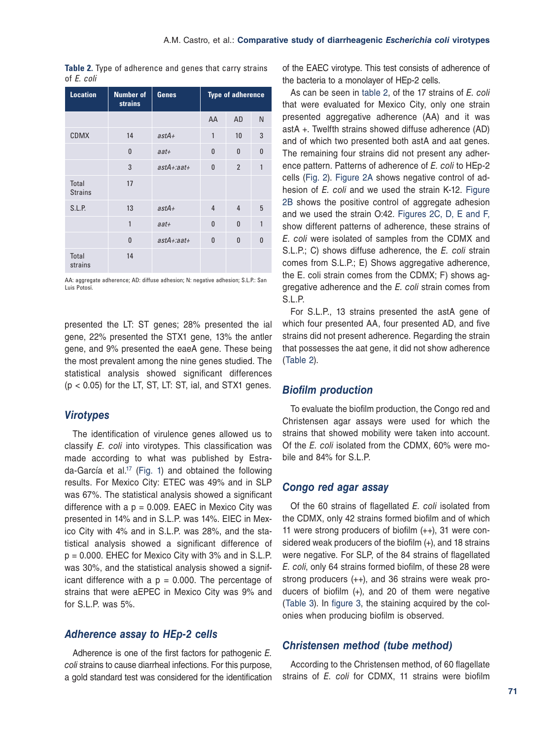**Table 2.** Type of adherence and genes that carry strains of *E. coli*

| Location | Number of strains | Genes | Type of adherence | | |
|---|---|---|---|---|---|
| | | | AA | AD | N |
| CDMX | 14 | *astA+* | 1 | 10 | 3 |
| | 0 | *aat+* | 0 | 0 | 0 |
| | 3 | *astA+:aat+* | 0 | 2 | 1 |
| Total Strains | 17 | | | | |
| S.L.P. | 13 | *astA+* | 4 | 4 | 5 |
| | 1 | *aat+* | 0 | 0 | 1 |
| | 0 | *astA+:aat+* | 0 | 0 | 0 |
| Total strains | 14 | | | | |

AA: aggregate adherence; AD: diffuse adhesion; N: negative adhesion; S.L.P.: San Luis Potosí.

presented the LT: ST genes; 28% presented the ial gene, 22% presented the STX1 gene, 13% the antler gene, and 9% presented the eaeA gene. These being the most prevalent among the nine genes studied. The statistical analysis showed significant differences ($p < 0.05$) for the LT, ST, LT: ST, ial, and STX1 genes.

### Virotypes

The identification of virulence genes allowed us to classify *E. coli* into virotypes. This classification was made according to what was published by Estrada-García et al.[17] (Fig. 1) and obtained the following results. For Mexico City: ETEC was 49% and in SLP was 67%. The statistical analysis showed a significant difference with a p = 0.009. EAEC in Mexico City was presented in 14% and in S.L.P. was 14%. EIEC in Mexico City with 4% and in S.L.P. was 28%, and the statistical analysis showed a significant difference of p = 0.000. EHEC for Mexico City with 3% and in S.L.P. was 30%, and the statistical analysis showed a significant difference with a p = 0.000. The percentage of strains that were aEPEC in Mexico City was 9% and for S.L.P. was 5%.

### Adherence assay to HEp-2 cells

Adherence is one of the first factors for pathogenic *E. coli* strains to cause diarrheal infections. For this purpose, a gold standard test was considered for the identification of the EAEC virotype. This test consists of adherence of the bacteria to a monolayer of HEp-2 cells.

As can be seen in table 2, of the 17 strains of *E. coli* that were evaluated for Mexico City, only one strain presented aggregative adherence (AA) and it was astA +. Twelfth strains showed diffuse adherence (AD) and of which two presented both astA and aat genes. The remaining four strains did not present any adherence pattern. Patterns of adherence of *E. coli* to HEp-2 cells (Fig. 2). Figure 2A shows negative control of adhesion of *E. coli* and we used the strain K-12. Figure 2B shows the positive control of aggregate adhesion and we used the strain O:42. Figures 2C, D, E and F, show different patterns of adherence, these strains of *E. coli* were isolated of samples from the CDMX and S.L.P.; C) shows diffuse adherence, the *E. coli* strain comes from S.L.P.; E) Shows aggregative adherence, the E. coli strain comes from the CDMX; F) shows aggregative adherence and the *E. coli* strain comes from S.L.P.

For S.L.P., 13 strains presented the astA gene of which four presented AA, four presented AD, and five strains did not present adherence. Regarding the strain that possesses the aat gene, it did not show adherence (Table 2).

### Biofilm production

To evaluate the biofilm production, the Congo red and Christensen agar assays were used for which the strains that showed mobility were taken into account. Of the *E. coli* isolated from the CDMX, 60% were mobile and 84% for S.L.P.

### Congo red agar assay

Of the 60 strains of flagellated *E. coli* isolated from the CDMX, only 42 strains formed biofilm and of which 11 were strong producers of biofilm (++), 31 were considered weak producers of the biofilm (+), and 18 strains were negative. For SLP, of the 84 strains of flagellated *E. coli*, only 64 strains formed biofilm, of these 28 were strong producers (++), and 36 strains were weak producers of biofilm (+), and 20 of them were negative (Table 3). In figure 3, the staining acquired by the colonies when producing biofilm is observed.

### Christensen method (tube method)

According to the Christensen method, of 60 flagellate strains of *E. coli* for CDMX, 11 strains were biofilm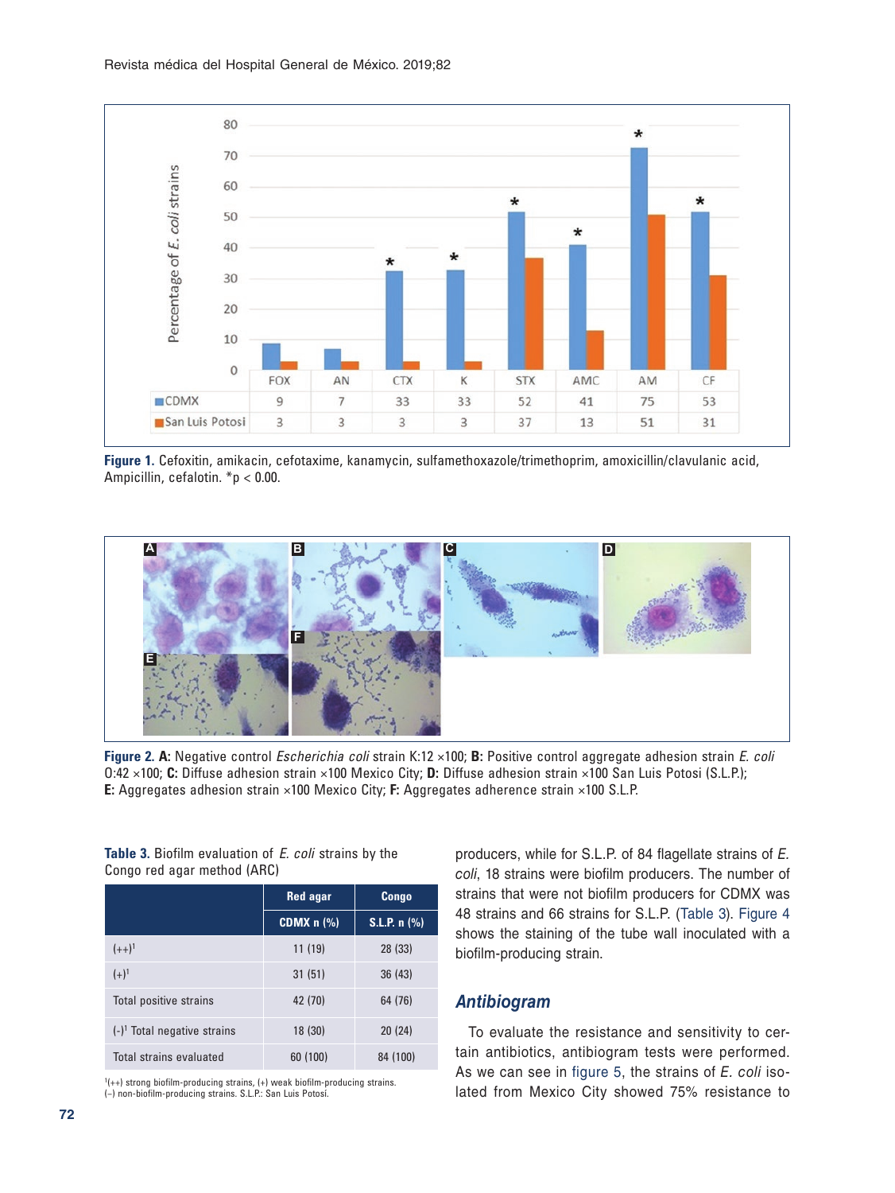| | FOX | AN | CTX | K | STX | AMC | AM | CF |
|---|---|---|---|---|---|---|---|---|
| CDMX | 9 | 7 | 33 | 33 | 52 | 41 | 75 | 53 |
| San Luis Potosi | 3 | 3 | 3 | 3 | 37 | 13 | 51 | 31 |

**Figure 1.** Cefoxitin, amikacin, cefotaxime, kanamycin, sulfamethoxazole/trimethoprim, amoxicillin/clavulanic acid, Ampicillin, cefalotin. *$p < 0.00$.

**Figure 2. A:** Negative control *Escherichia coli* strain K:12 ×100; **B:** Positive control aggregate adhesion strain *E. coli* O:42 ×100; **C:** Diffuse adhesion strain ×100 Mexico City; **D:** Diffuse adhesion strain ×100 San Luis Potosi (S.L.P.); **E:** Aggregates adhesion strain ×100 Mexico City; **F:** Aggregates adherence strain ×100 S.L.P.

**Table 3.** Biofilm evaluation of *E. coli* strains by the Congo red agar method (ARC)

| | Red agar CDMX n (%) | Congo S.L.P. n (%) |
|---|---|---|
| (++)[1] | 11 (19) | 28 (33) |
| (+)[1] | 31 (51) | 36 (43) |
| Total positive strains | 42 (70) | 64 (76) |
| (-)[1] Total negative strains | 18 (30) | 20 (24) |
| Total strains evaluated | 60 (100) | 84 (100) |

[1](++) strong biofilm-producing strains, (+) weak biofilm-producing strains. (–) non-biofilm-producing strains. S.L.P.: San Luis Potosí.

producers, while for S.L.P. of 84 flagellate strains of *E. coli*, 18 strains were biofilm producers. The number of strains that were not biofilm producers for CDMX was 48 strains and 66 strains for S.L.P. (Table 3). Figure 4 shows the staining of the tube wall inoculated with a biofilm-producing strain.

## Antibiogram

To evaluate the resistance and sensitivity to certain antibiotics, antibiogram tests were performed. As we can see in figure 5, the strains of *E. coli* isolated from Mexico City showed 75% resistance to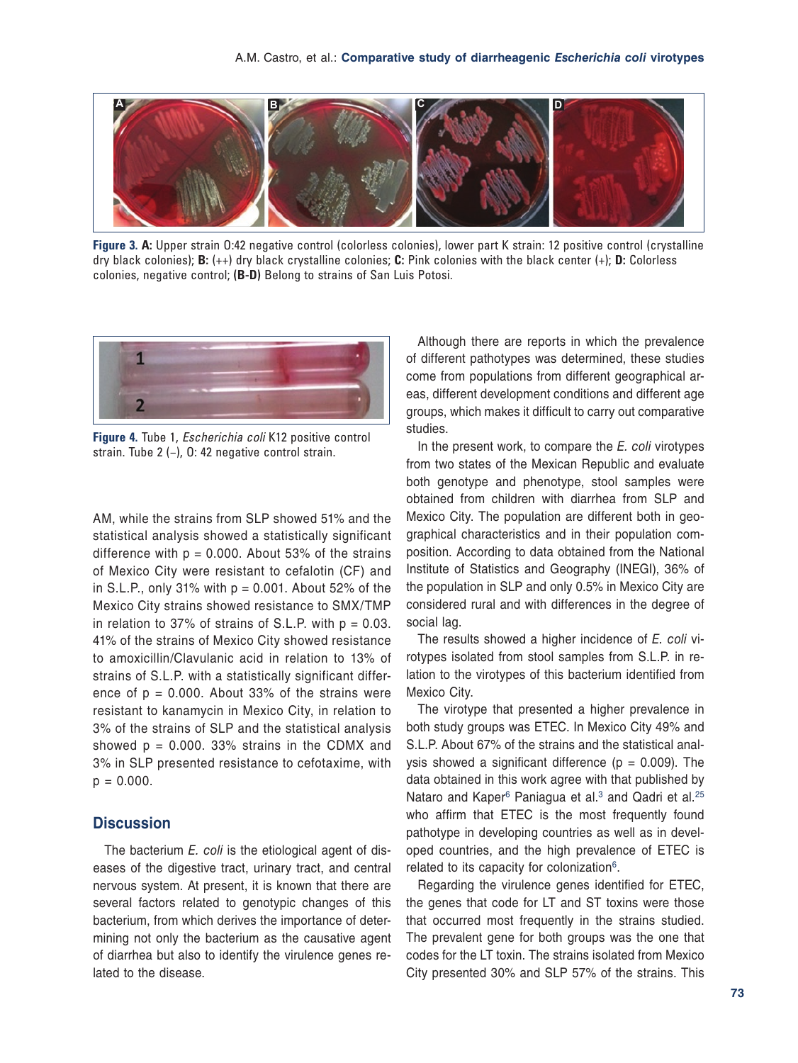**Figure 3.** **A:** Upper strain O:42 negative control (colorless colonies), lower part K strain: 12 positive control (crystalline dry black colonies); **B:** (++) dry black crystalline colonies; **C:** Pink colonies with the black center (+); **D:** Colorless colonies, negative control; **(B-D)** Belong to strains of San Luis Potosi.

**Figure 4.** Tube 1, *Escherichia coli* K12 positive control strain. Tube 2 (–), O: 42 negative control strain.

AM, while the strains from SLP showed 51% and the statistical analysis showed a statistically significant difference with p = 0.000. About 53% of the strains of Mexico City were resistant to cefalotin (CF) and in S.L.P., only 31% with p = 0.001. About 52% of the Mexico City strains showed resistance to SMX/TMP in relation to 37% of strains of S.L.P. with p = 0.03. 41% of the strains of Mexico City showed resistance to amoxicillin/Clavulanic acid in relation to 13% of strains of S.L.P. with a statistically significant difference of p = 0.000. About 33% of the strains were resistant to kanamycin in Mexico City, in relation to 3% of the strains of SLP and the statistical analysis showed p = 0.000. 33% strains in the CDMX and 3% in SLP presented resistance to cefotaxime, with p = 0.000.

## Discussion

The bacterium *E. coli* is the etiological agent of diseases of the digestive tract, urinary tract, and central nervous system. At present, it is known that there are several factors related to genotypic changes of this bacterium, from which derives the importance of determining not only the bacterium as the causative agent of diarrhea but also to identify the virulence genes related to the disease.

Although there are reports in which the prevalence of different pathotypes was determined, these studies come from populations from different geographical areas, different development conditions and different age groups, which makes it difficult to carry out comparative studies.

In the present work, to compare the *E. coli* virotypes from two states of the Mexican Republic and evaluate both genotype and phenotype, stool samples were obtained from children with diarrhea from SLP and Mexico City. The population are different both in geographical characteristics and in their population composition. According to data obtained from the National Institute of Statistics and Geography (INEGI), 36% of the population in SLP and only 0.5% in Mexico City are considered rural and with differences in the degree of social lag.

The results showed a higher incidence of *E. coli* virotypes isolated from stool samples from S.L.P. in relation to the virotypes of this bacterium identified from Mexico City.

The virotype that presented a higher prevalence in both study groups was ETEC. In Mexico City 49% and S.L.P. About 67% of the strains and the statistical analysis showed a significant difference (p = 0.009). The data obtained in this work agree with that published by Nataro and Kaper[6] Paniagua et al.[3] and Qadri et al.[25] who affirm that ETEC is the most frequently found pathotype in developing countries as well as in developed countries, and the high prevalence of ETEC is related to its capacity for colonization[6].

Regarding the virulence genes identified for ETEC, the genes that code for LT and ST toxins were those that occurred most frequently in the strains studied. The prevalent gene for both groups was the one that codes for the LT toxin. The strains isolated from Mexico City presented 30% and SLP 57% of the strains. This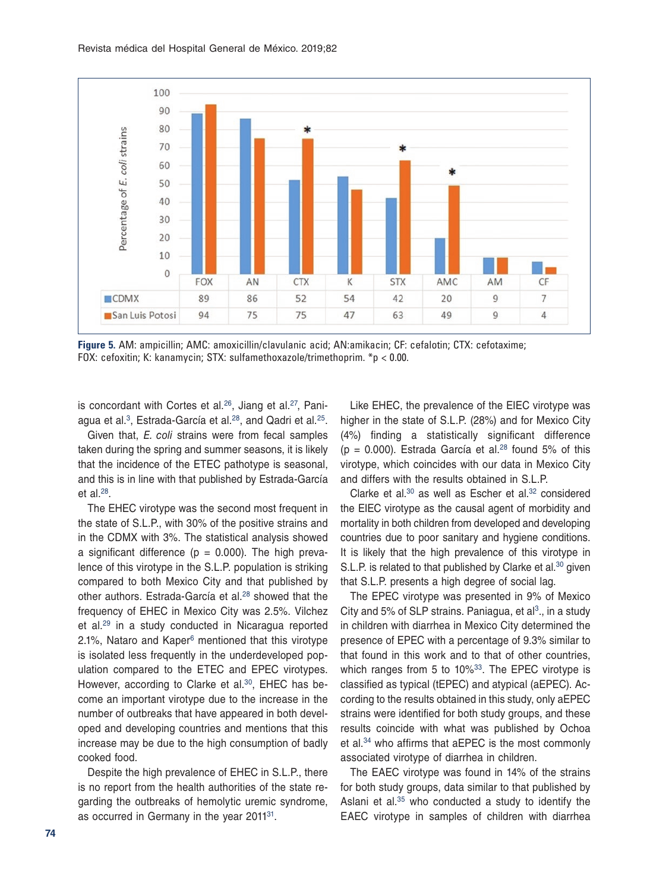| | FOX | AN | CTX | K | STX | AMC | AM | CF |
|---|---|---|---|---|---|---|---|---|
| CDMX | 89 | 86 | 52 | 54 | 42 | 20 | 9 | 7 |
| San Luis Potosi | 94 | 75 | 75 | 47 | 63 | 49 | 9 | 4 |

**Figure 5.** AM: ampicillin; AMC: amoxicillin/clavulanic acid; AN:amikacin; CF: cefalotin; CTX: cefotaxime; FOX: cefoxitin; K: kanamycin; STX: sulfamethoxazole/trimethoprim. *$p < 0.00$.

is concordant with Cortes et al.[26], Jiang et al.[27], Paniagua et al.[3], Estrada-García et al.[28], and Qadri et al.[25].

Given that, *E. coli* strains were from fecal samples taken during the spring and summer seasons, it is likely that the incidence of the ETEC pathotype is seasonal, and this is in line with that published by Estrada-García et al.[28].

The EHEC virotype was the second most frequent in the state of S.L.P., with 30% of the positive strains and in the CDMX with 3%. The statistical analysis showed a significant difference ($p = 0.000$). The high prevalence of this virotype in the S.L.P. population is striking compared to both Mexico City and that published by other authors. Estrada-García et al.[28] showed that the frequency of EHEC in Mexico City was 2.5%. Vilchez et al.[29] in a study conducted in Nicaragua reported 2.1%, Nataro and Kaper[6] mentioned that this virotype is isolated less frequently in the underdeveloped population compared to the ETEC and EPEC virotypes. However, according to Clarke et al.[30], EHEC has become an important virotype due to the increase in the number of outbreaks that have appeared in both developed and developing countries and mentions that this increase may be due to the high consumption of badly cooked food.

Despite the high prevalence of EHEC in S.L.P., there is no report from the health authorities of the state regarding the outbreaks of hemolytic uremic syndrome, as occurred in Germany in the year 2011[31].

Like EHEC, the prevalence of the EIEC virotype was higher in the state of S.L.P. (28%) and for Mexico City (4%) finding a statistically significant difference ($p = 0.000$). Estrada García et al.[28] found 5% of this virotype, which coincides with our data in Mexico City and differs with the results obtained in S.L.P.

Clarke et al.[30] as well as Escher et al.[32] considered the EIEC virotype as the causal agent of morbidity and mortality in both children from developed and developing countries due to poor sanitary and hygiene conditions. It is likely that the high prevalence of this virotype in S.L.P. is related to that published by Clarke et al.[30] given that S.L.P. presents a high degree of social lag.

The EPEC virotype was presented in 9% of Mexico City and 5% of SLP strains. Paniagua, et al[3]., in a study in children with diarrhea in Mexico City determined the presence of EPEC with a percentage of 9.3% similar to that found in this work and to that of other countries, which ranges from 5 to 10%[33]. The EPEC virotype is classified as typical (tEPEC) and atypical (aEPEC). According to the results obtained in this study, only aEPEC strains were identified for both study groups, and these results coincide with what was published by Ochoa et al.[34] who affirms that aEPEC is the most commonly associated virotype of diarrhea in children.

The EAEC virotype was found in 14% of the strains for both study groups, data similar to that published by Aslani et al.[35] who conducted a study to identify the EAEC virotype in samples of children with diarrhea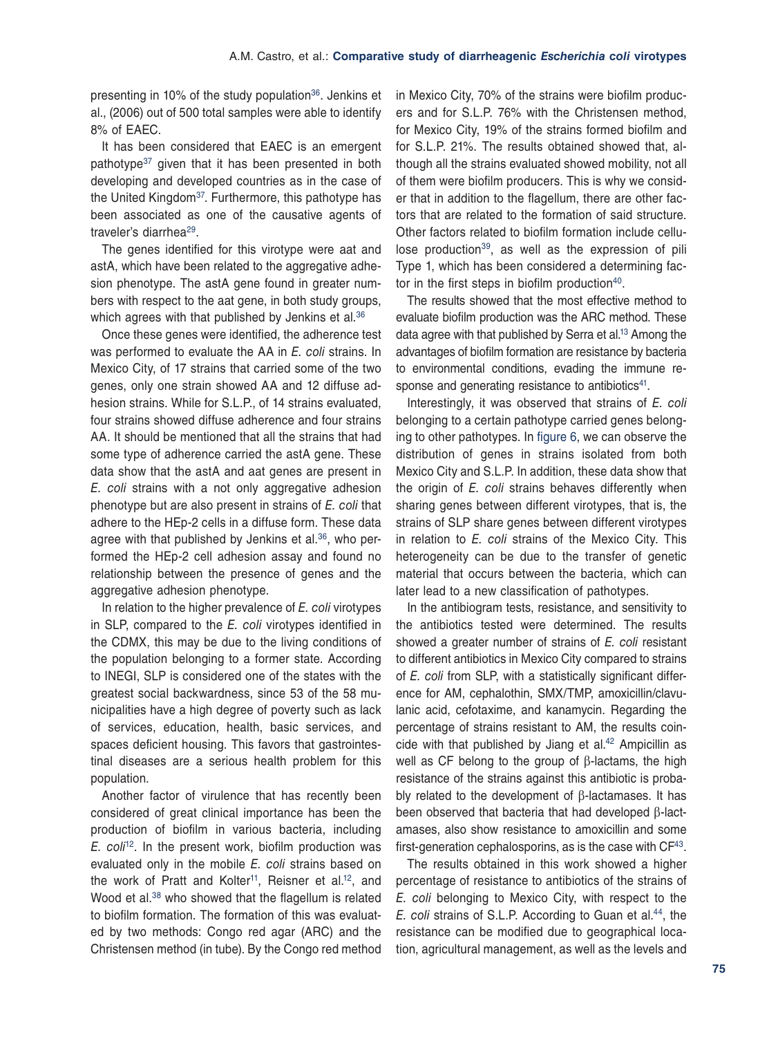presenting in 10% of the study population[36]. Jenkins et al., (2006) out of 500 total samples were able to identify 8% of EAEC.

It has been considered that EAEC is an emergent pathotype[37] given that it has been presented in both developing and developed countries as in the case of the United Kingdom[37]. Furthermore, this pathotype has been associated as one of the causative agents of traveler's diarrhea[29].

The genes identified for this virotype were aat and astA, which have been related to the aggregative adhesion phenotype. The astA gene found in greater numbers with respect to the aat gene, in both study groups, which agrees with that published by Jenkins et al.[36]

Once these genes were identified, the adherence test was performed to evaluate the AA in *E. coli* strains. In Mexico City, of 17 strains that carried some of the two genes, only one strain showed AA and 12 diffuse adhesion strains. While for S.L.P., of 14 strains evaluated, four strains showed diffuse adherence and four strains AA. It should be mentioned that all the strains that had some type of adherence carried the astA gene. These data show that the astA and aat genes are present in *E. coli* strains with a not only aggregative adhesion phenotype but are also present in strains of *E. coli* that adhere to the HEp-2 cells in a diffuse form. These data agree with that published by Jenkins et al.[36], who performed the HEp-2 cell adhesion assay and found no relationship between the presence of genes and the aggregative adhesion phenotype.

In relation to the higher prevalence of *E. coli* virotypes in SLP, compared to the *E. coli* virotypes identified in the CDMX, this may be due to the living conditions of the population belonging to a former state. According to INEGI, SLP is considered one of the states with the greatest social backwardness, since 53 of the 58 municipalities have a high degree of poverty such as lack of services, education, health, basic services, and spaces deficient housing. This favors that gastrointestinal diseases are a serious health problem for this population.

Another factor of virulence that has recently been considered of great clinical importance has been the production of biofilm in various bacteria, including *E. coli*[12]. In the present work, biofilm production was evaluated only in the mobile *E. coli* strains based on the work of Pratt and Kolter[11], Reisner et al.[12], and Wood et al.[38] who showed that the flagellum is related to biofilm formation. The formation of this was evaluated by two methods: Congo red agar (ARC) and the Christensen method (in tube). By the Congo red method in Mexico City, 70% of the strains were biofilm producers and for S.L.P. 76% with the Christensen method, for Mexico City, 19% of the strains formed biofilm and for S.L.P. 21%. The results obtained showed that, although all the strains evaluated showed mobility, not all of them were biofilm producers. This is why we consider that in addition to the flagellum, there are other factors that are related to the formation of said structure. Other factors related to biofilm formation include cellulose production[39], as well as the expression of pili Type 1, which has been considered a determining factor in the first steps in biofilm production[40].

The results showed that the most effective method to evaluate biofilm production was the ARC method. These data agree with that published by Serra et al.[13] Among the advantages of biofilm formation are resistance by bacteria to environmental conditions, evading the immune response and generating resistance to antibiotics[41].

Interestingly, it was observed that strains of *E. coli* belonging to a certain pathotype carried genes belonging to other pathotypes. In figure 6, we can observe the distribution of genes in strains isolated from both Mexico City and S.L.P. In addition, these data show that the origin of *E. coli* strains behaves differently when sharing genes between different virotypes, that is, the strains of SLP share genes between different virotypes in relation to *E. coli* strains of the Mexico City. This heterogeneity can be due to the transfer of genetic material that occurs between the bacteria, which can later lead to a new classification of pathotypes.

In the antibiogram tests, resistance, and sensitivity to the antibiotics tested were determined. The results showed a greater number of strains of *E. coli* resistant to different antibiotics in Mexico City compared to strains of *E. coli* from SLP, with a statistically significant difference for AM, cephalothin, SMX/TMP, amoxicillin/clavulanic acid, cefotaxime, and kanamycin. Regarding the percentage of strains resistant to AM, the results coincide with that published by Jiang et al.[42] Ampicillin as well as CF belong to the group of β-lactams, the high resistance of the strains against this antibiotic is probably related to the development of β-lactamases. It has been observed that bacteria that had developed β-lactamases, also show resistance to amoxicillin and some first-generation cephalosporins, as is the case with CF[43].

The results obtained in this work showed a higher percentage of resistance to antibiotics of the strains of *E. coli* belonging to Mexico City, with respect to the *E. coli* strains of S.L.P. According to Guan et al.[44], the resistance can be modified due to geographical location, agricultural management, as well as the levels and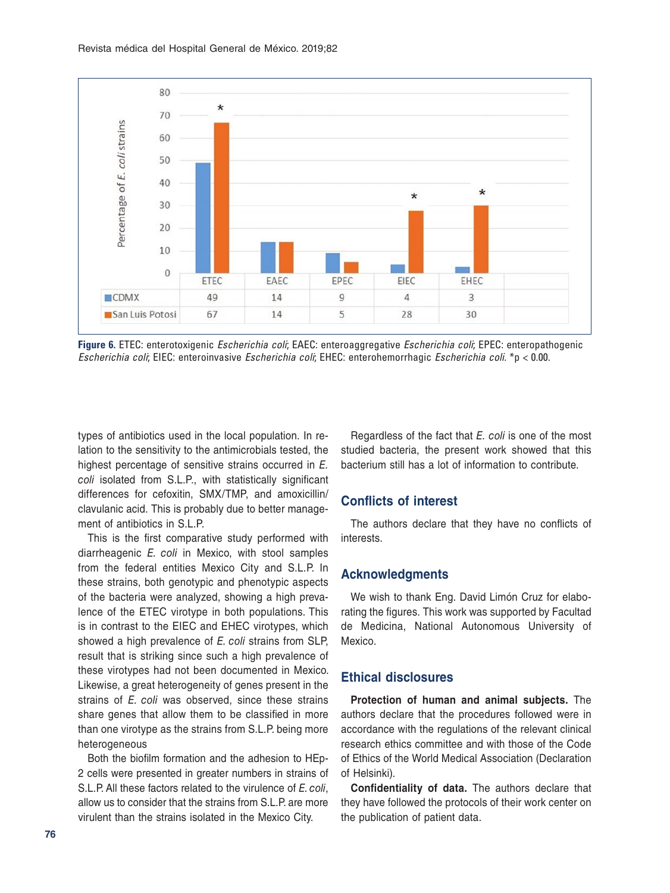| | ETEC | EAEC | EPEC | EIEC | EHEC |
|---|---|---|---|---|---|
| CDMX | 49 | 14 | 9 | 4 | 3 |
| San Luis Potosi | 67 | 14 | 5 | 28 | 30 |

**Figure 6.** ETEC: enterotoxigenic *Escherichia coli*; EAEC: enteroaggregative *Escherichia coli*; EPEC: enteropathogenic *Escherichia coli*; EIEC: enteroinvasive *Escherichia coli*; EHEC: enterohemorrhagic *Escherichia coli*. *p < 0.00.

types of antibiotics used in the local population. In relation to the sensitivity to the antimicrobials tested, the highest percentage of sensitive strains occurred in *E. coli* isolated from S.L.P., with statistically significant differences for cefoxitin, SMX/TMP, and amoxicillin/clavulanic acid. This is probably due to better management of antibiotics in S.L.P.

This is the first comparative study performed with diarrheagenic *E. coli* in Mexico, with stool samples from the federal entities Mexico City and S.L.P. In these strains, both genotypic and phenotypic aspects of the bacteria were analyzed, showing a high prevalence of the ETEC virotype in both populations. This is in contrast to the EIEC and EHEC virotypes, which showed a high prevalence of *E. coli* strains from SLP, result that is striking since such a high prevalence of these virotypes had not been documented in Mexico. Likewise, a great heterogeneity of genes present in the strains of *E. coli* was observed, since these strains share genes that allow them to be classified in more than one virotype as the strains from S.L.P. being more heterogeneous

Both the biofilm formation and the adhesion to HEp-2 cells were presented in greater numbers in strains of S.L.P. All these factors related to the virulence of *E. coli*, allow us to consider that the strains from S.L.P. are more virulent than the strains isolated in the Mexico City.

Regardless of the fact that *E. coli* is one of the most studied bacteria, the present work showed that this bacterium still has a lot of information to contribute.

## Conflicts of interest

The authors declare that they have no conflicts of interests.

## Acknowledgments

We wish to thank Eng. David Limón Cruz for elaborating the figures. This work was supported by Facultad de Medicina, National Autonomous University of Mexico.

## Ethical disclosures

**Protection of human and animal subjects.** The authors declare that the procedures followed were in accordance with the regulations of the relevant clinical research ethics committee and with those of the Code of Ethics of the World Medical Association (Declaration of Helsinki).

**Confidentiality of data.** The authors declare that they have followed the protocols of their work center on the publication of patient data.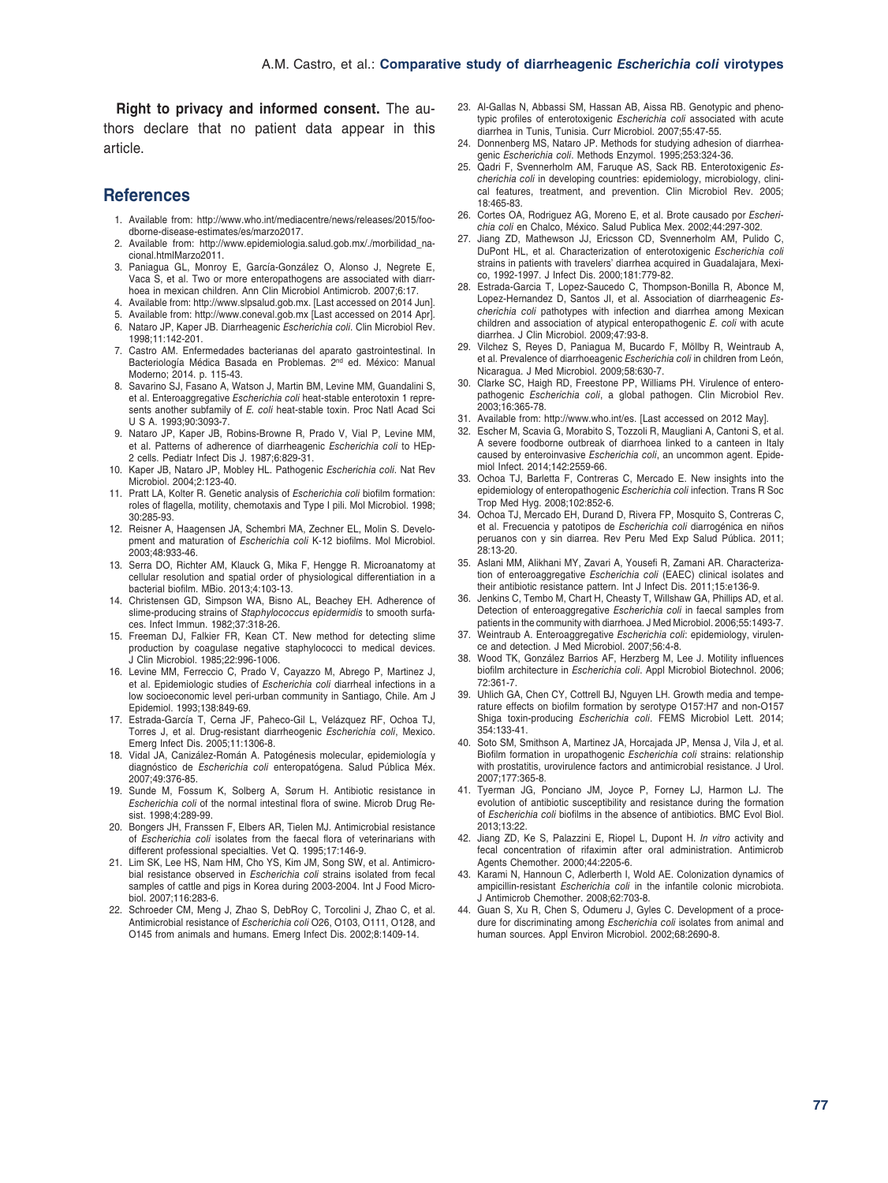**Right to privacy and informed consent.** The authors declare that no patient data appear in this article.

## References

1. Available from: http://www.who.int/mediacentre/news/releases/2015/foodborne-disease-estimates/es/marzo2017.
2. Available from: http://www.epidemiologia.salud.gob.mx/./morbilidad_nacional.htmlMarzo2011.
3. Paniagua GL, Monroy E, García-González O, Alonso J, Negrete E, Vaca S, et al. Two or more enteropathogens are associated with diarrhoea in mexican children. Ann Clin Microbiol Antimicrob. 2007;6:17.
4. Available from: http://www.slpsalud.gob.mx. [Last accessed on 2014 Jun].
5. Available from: http://www.coneval.gob.mx [Last accessed on 2014 Apr].
6. Nataro JP, Kaper JB. Diarrheagenic *Escherichia coli*. Clin Microbiol Rev. 1998;11:142-201.
7. Castro AM. Enfermedades bacterianas del aparato gastrointestinal. In Bacteriología Médica Basada en Problemas. 2nd ed. México: Manual Moderno; 2014. p. 115-43.
8. Savarino SJ, Fasano A, Watson J, Martin BM, Levine MM, Guandalini S, et al. Enteroaggregative *Escherichia coli* heat-stable enterotoxin 1 represents another subfamily of *E. coli* heat-stable toxin. Proc Natl Acad Sci U S A. 1993;90:3093-7.
9. Nataro JP, Kaper JB, Robins-Browne R, Prado V, Vial P, Levine MM, et al. Patterns of adherence of diarrheagenic *Escherichia coli* to HEp-2 cells. Pediatr Infect Dis J. 1987;6:829-31.
10. Kaper JB, Nataro JP, Mobley HL. Pathogenic *Escherichia coli*. Nat Rev Microbiol. 2004;2:123-40.
11. Pratt LA, Kolter R. Genetic analysis of *Escherichia coli* biofilm formation: roles of flagella, motility, chemotaxis and Type I pili. Mol Microbiol. 1998; 30:285-93.
12. Reisner A, Haagensen JA, Schembri MA, Zechner EL, Molin S. Development and maturation of *Escherichia coli* K-12 biofilms. Mol Microbiol. 2003;48:933-46.
13. Serra DO, Richter AM, Klauck G, Mika F, Hengge R. Microanatomy at cellular resolution and spatial order of physiological differentiation in a bacterial biofilm. MBio. 2013;4:103-13.
14. Christensen GD, Simpson WA, Bisno AL, Beachey EH. Adherence of slime-producing strains of *Staphylococcus epidermidis* to smooth surfaces. Infect Immun. 1982;37:318-26.
15. Freeman DJ, Falkier FR, Kean CT. New method for detecting slime production by coagulase negative staphylococci to medical devices. J Clin Microbiol. 1985;22:996-1006.
16. Levine MM, Ferreccio C, Prado V, Cayazzo M, Abrego P, Martinez J, et al. Epidemiologic studies of *Escherichia coli* diarrheal infections in a low socioeconomic level peri-urban community in Santiago, Chile. Am J Epidemiol. 1993;138:849-69.
17. Estrada-García T, Cerna JF, Paheco-Gil L, Velázquez RF, Ochoa TJ, Torres J, et al. Drug-resistant diarrheogenic *Escherichia coli*, Mexico. Emerg Infect Dis. 2005;11:1306-8.
18. Vidal JA, Canizález-Román A. Patogénesis molecular, epidemiología y diagnóstico de *Escherichia coli* enteropatógena. Salud Pública Méx. 2007;49:376-85.
19. Sunde M, Fossum K, Solberg A, Sørum H. Antibiotic resistance in *Escherichia coli* of the normal intestinal flora of swine. Microb Drug Resist. 1998;4:289-99.
20. Bongers JH, Franssen F, Elbers AR, Tielen MJ. Antimicrobial resistance of *Escherichia coli* isolates from the faecal flora of veterinarians with different professional specialties. Vet Q. 1995;17:146-9.
21. Lim SK, Lee HS, Nam HM, Cho YS, Kim JM, Song SW, et al. Antimicrobial resistance observed in *Escherichia coli* strains isolated from fecal samples of cattle and pigs in Korea during 2003-2004. Int J Food Microbiol. 2007;116:283-6.
22. Schroeder CM, Meng J, Zhao S, DebRoy C, Torcolini J, Zhao C, et al. Antimicrobial resistance of *Escherichia coli* O26, O103, O111, O128, and O145 from animals and humans. Emerg Infect Dis. 2002;8:1409-14.
23. Al-Gallas N, Abbassi SM, Hassan AB, Aissa RB. Genotypic and phenotypic profiles of enterotoxigenic *Escherichia coli* associated with acute diarrhea in Tunis, Tunisia. Curr Microbiol. 2007;55:47-55.
24. Donnenberg MS, Nataro JP. Methods for studying adhesion of diarrheagenic *Escherichia coli*. Methods Enzymol. 1995;253:324-36.
25. Qadri F, Svennerholm AM, Faruque AS, Sack RB. Enterotoxigenic *Escherichia coli* in developing countries: epidemiology, microbiology, clinical features, treatment, and prevention. Clin Microbiol Rev. 2005; 18:465-83.
26. Cortes OA, Rodriguez AG, Moreno E, et al. Brote causado por *Escherichia coli* en Chalco, México. Salud Publica Mex. 2002;44:297-302.
27. Jiang ZD, Mathewson JJ, Ericsson CD, Svennerholm AM, Pulido C, DuPont HL, et al. Characterization of enterotoxigenic *Escherichia coli* strains in patients with travelers' diarrhea acquired in Guadalajara, Mexico, 1992-1997. J Infect Dis. 2000;181:779-82.
28. Estrada-Garcia T, Lopez-Saucedo C, Thompson-Bonilla R, Abonce M, Lopez-Hernandez D, Santos JI, et al. Association of diarrheagenic *Escherichia coli* pathotypes with infection and diarrhea among Mexican children and association of atypical enteropathogenic *E. coli* with acute diarrhea. J Clin Microbiol. 2009;47:93-8.
29. Vilchez S, Reyes D, Paniagua M, Bucardo F, Möllby R, Weintraub A, et al. Prevalence of diarrhoeagenic *Escherichia coli* in children from León, Nicaragua. J Med Microbiol. 2009;58:630-7.
30. Clarke SC, Haigh RD, Freestone PP, Williams PH. Virulence of enteropathogenic *Escherichia coli*, a global pathogen. Clin Microbiol Rev. 2003;16:365-78.
31. Available from: http://www.who.int/es. [Last accessed on 2012 May].
32. Escher M, Scavia G, Morabito S, Tozzoli R, Maugliani A, Cantoni S, et al. A severe foodborne outbreak of diarrhoea linked to a canteen in Italy caused by enteroinvasive *Escherichia coli*, an uncommon agent. Epidemiol Infect. 2014;142:2559-66.
33. Ochoa TJ, Barletta F, Contreras C, Mercado E. New insights into the epidemiology of enteropathogenic *Escherichia coli* infection. Trans R Soc Trop Med Hyg. 2008;102:852-6.
34. Ochoa TJ, Mercado EH, Durand D, Rivera FP, Mosquito S, Contreras C, et al. Frecuencia y patotipos de *Escherichia coli* diarrogénica en niños peruanos con y sin diarrea. Rev Peru Med Exp Salud Pública. 2011; 28:13-20.
35. Aslani MM, Alikhani MY, Zavari A, Yousefi R, Zamani AR. Characterization of enteroaggregative *Escherichia coli* (EAEC) clinical isolates and their antibiotic resistance pattern. Int J Infect Dis. 2011;15:e136-9.
36. Jenkins C, Tembo M, Chart H, Cheasty T, Willshaw GA, Phillips AD, et al. Detection of enteroaggregative *Escherichia coli* in faecal samples from patients in the community with diarrhoea. J Med Microbiol. 2006;55:1493-7.
37. Weintraub A. Enteroaggregative *Escherichia coli*: epidemiology, virulence and detection. J Med Microbiol. 2007;56:4-8.
38. Wood TK, González Barrios AF, Herzberg M, Lee J. Motility influences biofilm architecture in *Escherichia coli*. Appl Microbiol Biotechnol. 2006; 72:361-7.
39. Uhlich GA, Chen CY, Cottrell BJ, Nguyen LH. Growth media and temperature effects on biofilm formation by serotype O157:H7 and non-O157 Shiga toxin-producing *Escherichia coli*. FEMS Microbiol Lett. 2014; 354:133-41.
40. Soto SM, Smithson A, Martinez JA, Horcajada JP, Mensa J, Vila J, et al. Biofilm formation in uropathogenic *Escherichia coli* strains: relationship with prostatitis, urovirulence factors and antimicrobial resistance. J Urol. 2007;177:365-8.
41. Tyerman JG, Ponciano JM, Joyce P, Forney LJ, Harmon LJ. The evolution of antibiotic susceptibility and resistance during the formation of *Escherichia coli* biofilms in the absence of antibiotics. BMC Evol Biol. 2013;13:22.
42. Jiang ZD, Ke S, Palazzini E, Riopel L, Dupont H. *In vitro* activity and fecal concentration of rifaximin after oral administration. Antimicrob Agents Chemother. 2000;44:2205-6.
43. Karami N, Hannoun C, Adlerberth I, Wold AE. Colonization dynamics of ampicillin-resistant *Escherichia coli* in the infantile colonic microbiota. J Antimicrob Chemother. 2008;62:703-8.
44. Guan S, Xu R, Chen S, Odumeru J, Gyles C. Development of a procedure for discriminating among *Escherichia coli* isolates from animal and human sources. Appl Environ Microbiol. 2002;68:2690-8.